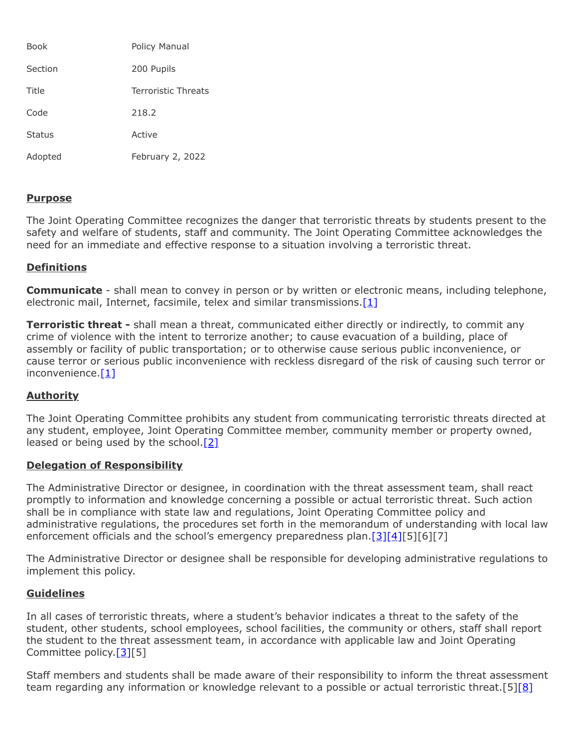| | |
|---|---|
| Book | Policy Manual |
| Section | 200 Pupils |
| Title | Terroristic Threats |
| Code | 218.2 |
| Status | Active |
| Adopted | February 2, 2022 |

## Purpose

The Joint Operating Committee recognizes the danger that terroristic threats by students present to the safety and welfare of students, staff and community. The Joint Operating Committee acknowledges the need for an immediate and effective response to a situation involving a terroristic threat.

## Definitions

**Communicate** - shall mean to convey in person or by written or electronic means, including telephone, electronic mail, Internet, facsimile, telex and similar transmissions.[1]

**Terroristic threat -** shall mean a threat, communicated either directly or indirectly, to commit any crime of violence with the intent to terrorize another; to cause evacuation of a building, place of assembly or facility of public transportation; or to otherwise cause serious public inconvenience, or cause terror or serious public inconvenience with reckless disregard of the risk of causing such terror or inconvenience.[1]

## Authority

The Joint Operating Committee prohibits any student from communicating terroristic threats directed at any student, employee, Joint Operating Committee member, community member or property owned, leased or being used by the school.[2]

## Delegation of Responsibility

The Administrative Director or designee, in coordination with the threat assessment team, shall react promptly to information and knowledge concerning a possible or actual terroristic threat. Such action shall be in compliance with state law and regulations, Joint Operating Committee policy and administrative regulations, the procedures set forth in the memorandum of understanding with local law enforcement officials and the school's emergency preparedness plan.[3][4][5][6][7]

The Administrative Director or designee shall be responsible for developing administrative regulations to implement this policy.

## Guidelines

In all cases of terroristic threats, where a student's behavior indicates a threat to the safety of the student, other students, school employees, school facilities, the community or others, staff shall report the student to the threat assessment team, in accordance with applicable law and Joint Operating Committee policy.[3][5]

Staff members and students shall be made aware of their responsibility to inform the threat assessment team regarding any information or knowledge relevant to a possible or actual terroristic threat.[5][8]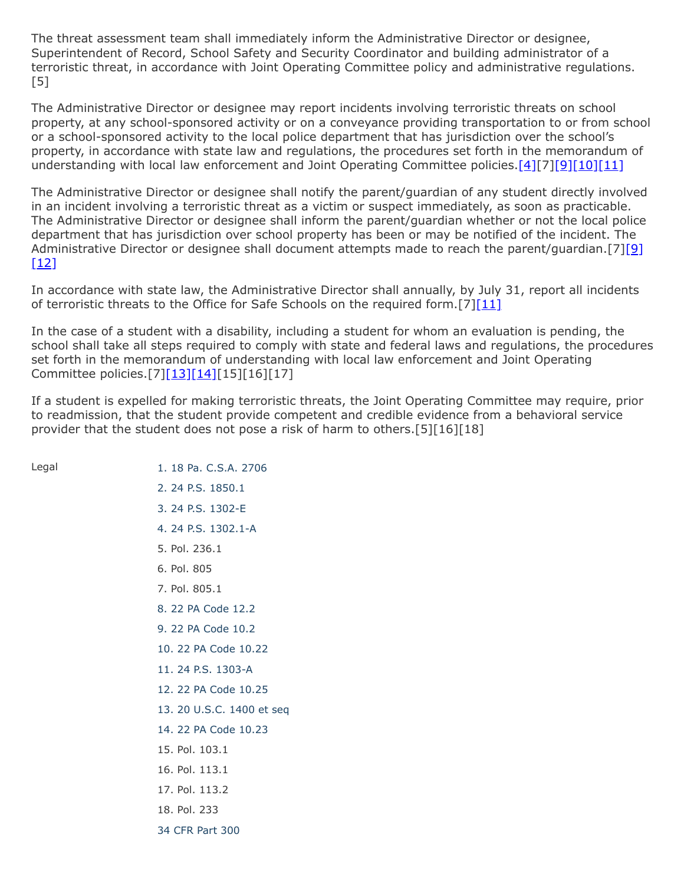The threat assessment team shall immediately inform the Administrative Director or designee, Superintendent of Record, School Safety and Security Coordinator and building administrator of a terroristic threat, in accordance with Joint Operating Committee policy and administrative regulations.[5]

The Administrative Director or designee may report incidents involving terroristic threats on school property, at any school-sponsored activity or on a conveyance providing transportation to or from school or a school-sponsored activity to the local police department that has jurisdiction over the school's property, in accordance with state law and regulations, the procedures set forth in the memorandum of understanding with local law enforcement and Joint Operating Committee policies.[4][7][9][10][11]

The Administrative Director or designee shall notify the parent/guardian of any student directly involved in an incident involving a terroristic threat as a victim or suspect immediately, as soon as practicable. The Administrative Director or designee shall inform the parent/guardian whether or not the local police department that has jurisdiction over school property has been or may be notified of the incident. The Administrative Director or designee shall document attempts made to reach the parent/guardian.[7][9][12]

In accordance with state law, the Administrative Director shall annually, by July 31, report all incidents of terroristic threats to the Office for Safe Schools on the required form.[7][11]

In the case of a student with a disability, including a student for whom an evaluation is pending, the school shall take all steps required to comply with state and federal laws and regulations, the procedures set forth in the memorandum of understanding with local law enforcement and Joint Operating Committee policies.[7][13][14][15][16][17]

If a student is expelled for making terroristic threats, the Joint Operating Committee may require, prior to readmission, that the student provide competent and credible evidence from a behavioral service provider that the student does not pose a risk of harm to others.[5][16][18]

Legal

1. 18 Pa. C.S.A. 2706
2. 24 P.S. 1850.1
3. 24 P.S. 1302-E
4. 24 P.S. 1302.1-A
5. Pol. 236.1
6. Pol. 805
7. Pol. 805.1
8. 22 PA Code 12.2
9. 22 PA Code 10.2
10. 22 PA Code 10.22
11. 24 P.S. 1303-A
12. 22 PA Code 10.25
13. 20 U.S.C. 1400 et seq
14. 22 PA Code 10.23
15. Pol. 103.1
16. Pol. 113.1
17. Pol. 113.2
18. Pol. 233

34 CFR Part 300